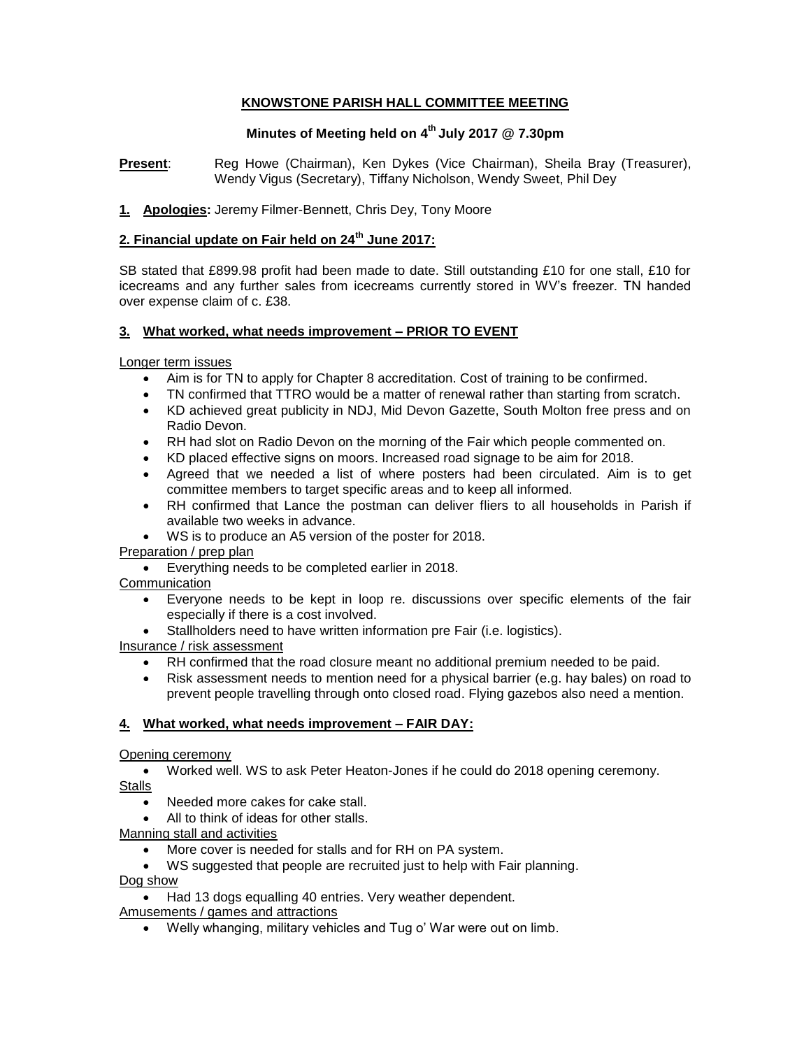# KNOWSTONE PARISH HALL COMMITTEE MEETING

## Minutes of Meeting held on 4th July 2017 @ 7.30pm

**Present**: Reg Howe (Chairman), Ken Dykes (Vice Chairman), Sheila Bray (Treasurer), Wendy Vigus (Secretary), Tiffany Nicholson, Wendy Sweet, Phil Dey

**1. Apologies:** Jeremy Filmer-Bennett, Chris Dey, Tony Moore

**2. Financial update on Fair held on 24th June 2017:**

SB stated that £899.98 profit had been made to date. Still outstanding £10 for one stall, £10 for icecreams and any further sales from icecreams currently stored in WV's freezer. TN handed over expense claim of c. £38.

**3. What worked, what needs improvement – PRIOR TO EVENT**

Longer term issues

- Aim is for TN to apply for Chapter 8 accreditation. Cost of training to be confirmed.
- TN confirmed that TTRO would be a matter of renewal rather than starting from scratch.
- KD achieved great publicity in NDJ, Mid Devon Gazette, South Molton free press and on Radio Devon.
- RH had slot on Radio Devon on the morning of the Fair which people commented on.
- KD placed effective signs on moors. Increased road signage to be aim for 2018.
- Agreed that we needed a list of where posters had been circulated. Aim is to get committee members to target specific areas and to keep all informed.
- RH confirmed that Lance the postman can deliver fliers to all households in Parish if available two weeks in advance.
- WS is to produce an A5 version of the poster for 2018.

Preparation / prep plan

- Everything needs to be completed earlier in 2018.

Communication

- Everyone needs to be kept in loop re. discussions over specific elements of the fair especially if there is a cost involved.
- Stallholders need to have written information pre Fair (i.e. logistics).

Insurance / risk assessment

- RH confirmed that the road closure meant no additional premium needed to be paid.
- Risk assessment needs to mention need for a physical barrier (e.g. hay bales) on road to prevent people travelling through onto closed road. Flying gazebos also need a mention.

**4. What worked, what needs improvement – FAIR DAY:**

Opening ceremony

- Worked well. WS to ask Peter Heaton-Jones if he could do 2018 opening ceremony.

Stalls

- Needed more cakes for cake stall.
- All to think of ideas for other stalls.

Manning stall and activities

- More cover is needed for stalls and for RH on PA system.
- WS suggested that people are recruited just to help with Fair planning.

Dog show

- Had 13 dogs equalling 40 entries. Very weather dependent.

Amusements / games and attractions

- Welly whanging, military vehicles and Tug o' War were out on limb.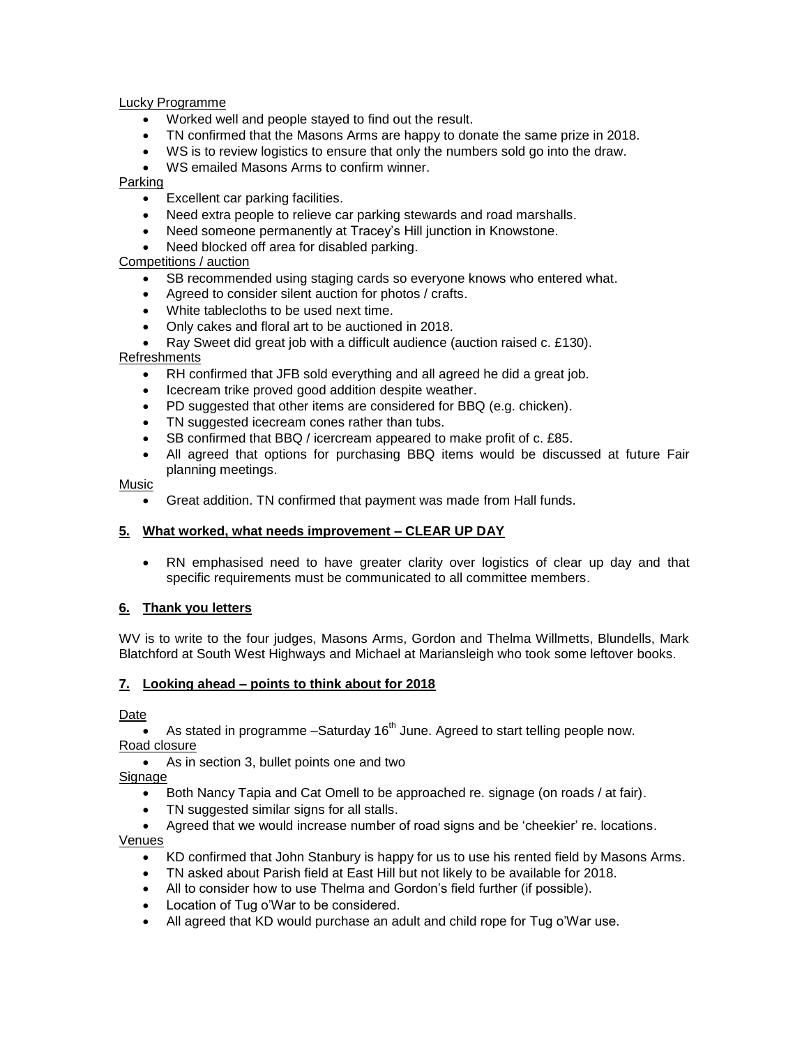Lucky Programme

- Worked well and people stayed to find out the result.
- TN confirmed that the Masons Arms are happy to donate the same prize in 2018.
- WS is to review logistics to ensure that only the numbers sold go into the draw.
- WS emailed Masons Arms to confirm winner.

Parking

- Excellent car parking facilities.
- Need extra people to relieve car parking stewards and road marshalls.
- Need someone permanently at Tracey's Hill junction in Knowstone.
- Need blocked off area for disabled parking.

Competitions / auction

- SB recommended using staging cards so everyone knows who entered what.
- Agreed to consider silent auction for photos / crafts.
- White tablecloths to be used next time.
- Only cakes and floral art to be auctioned in 2018.
- Ray Sweet did great job with a difficult audience (auction raised c. £130).

Refreshments

- RH confirmed that JFB sold everything and all agreed he did a great job.
- Icecream trike proved good addition despite weather.
- PD suggested that other items are considered for BBQ (e.g. chicken).
- TN suggested icecream cones rather than tubs.
- SB confirmed that BBQ / icercream appeared to make profit of c. £85.
- All agreed that options for purchasing BBQ items would be discussed at future Fair planning meetings.

Music

- Great addition. TN confirmed that payment was made from Hall funds.

## 5. What worked, what needs improvement – CLEAR UP DAY

- RN emphasised need to have greater clarity over logistics of clear up day and that specific requirements must be communicated to all committee members.

## 6. Thank you letters

WV is to write to the four judges, Masons Arms, Gordon and Thelma Willmetts, Blundells, Mark Blatchford at South West Highways and Michael at Mariansleigh who took some leftover books.

## 7. Looking ahead – points to think about for 2018

Date

- As stated in programme –Saturday 16th June. Agreed to start telling people now.

Road closure

- As in section 3, bullet points one and two

Signage

- Both Nancy Tapia and Cat Omell to be approached re. signage (on roads / at fair).
- TN suggested similar signs for all stalls.
- Agreed that we would increase number of road signs and be 'cheekier' re. locations.

Venues

- KD confirmed that John Stanbury is happy for us to use his rented field by Masons Arms.
- TN asked about Parish field at East Hill but not likely to be available for 2018.
- All to consider how to use Thelma and Gordon's field further (if possible).
- Location of Tug o'War to be considered.
- All agreed that KD would purchase an adult and child rope for Tug o'War use.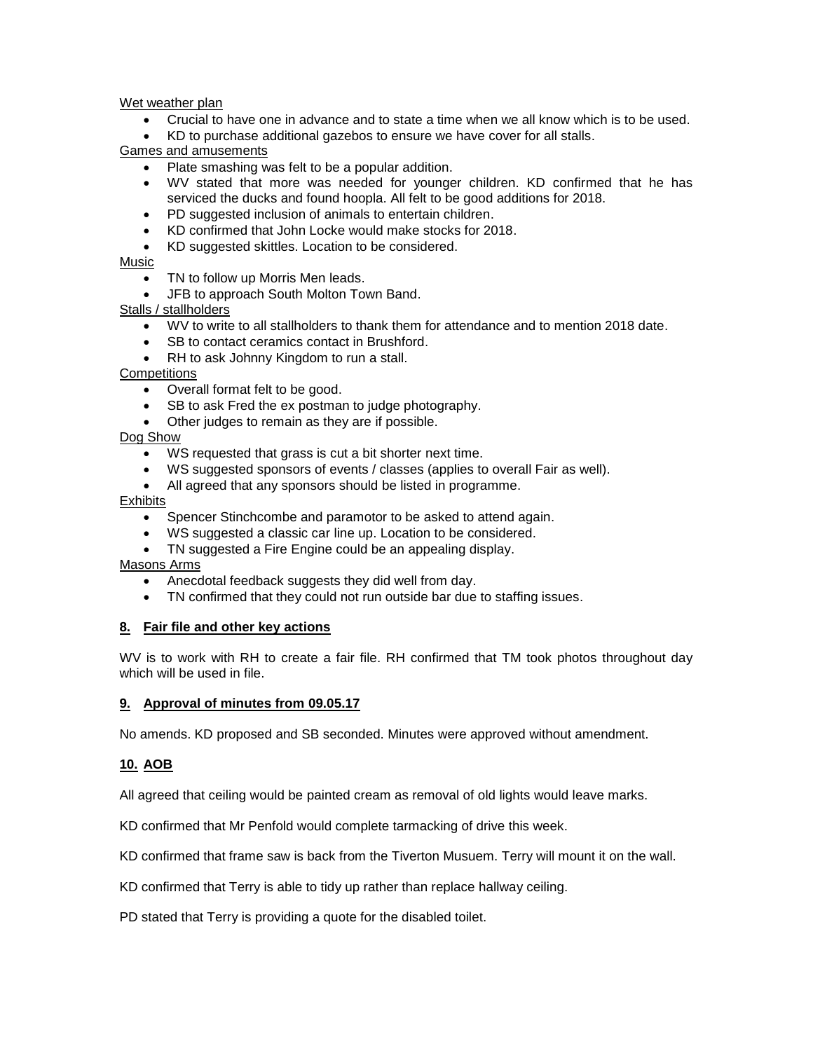Wet weather plan

- Crucial to have one in advance and to state a time when we all know which is to be used.
- KD to purchase additional gazebos to ensure we have cover for all stalls.

Games and amusements

- Plate smashing was felt to be a popular addition.
- WV stated that more was needed for younger children. KD confirmed that he has serviced the ducks and found hoopla. All felt to be good additions for 2018.
- PD suggested inclusion of animals to entertain children.
- KD confirmed that John Locke would make stocks for 2018.
- KD suggested skittles. Location to be considered.

Music

- TN to follow up Morris Men leads.
- JFB to approach South Molton Town Band.

Stalls / stallholders

- WV to write to all stallholders to thank them for attendance and to mention 2018 date.
- SB to contact ceramics contact in Brushford.
- RH to ask Johnny Kingdom to run a stall.

Competitions

- Overall format felt to be good.
- SB to ask Fred the ex postman to judge photography.
- Other judges to remain as they are if possible.

Dog Show

- WS requested that grass is cut a bit shorter next time.
- WS suggested sponsors of events / classes (applies to overall Fair as well).
- All agreed that any sponsors should be listed in programme.

Exhibits

- Spencer Stinchcombe and paramotor to be asked to attend again.
- WS suggested a classic car line up. Location to be considered.
- TN suggested a Fire Engine could be an appealing display.

Masons Arms

- Anecdotal feedback suggests they did well from day.
- TN confirmed that they could not run outside bar due to staffing issues.

## 8. Fair file and other key actions

WV is to work with RH to create a fair file. RH confirmed that TM took photos throughout day which will be used in file.

## 9. Approval of minutes from 09.05.17

No amends. KD proposed and SB seconded. Minutes were approved without amendment.

## 10. AOB

All agreed that ceiling would be painted cream as removal of old lights would leave marks.

KD confirmed that Mr Penfold would complete tarmacking of drive this week.

KD confirmed that frame saw is back from the Tiverton Musuem. Terry will mount it on the wall.

KD confirmed that Terry is able to tidy up rather than replace hallway ceiling.

PD stated that Terry is providing a quote for the disabled toilet.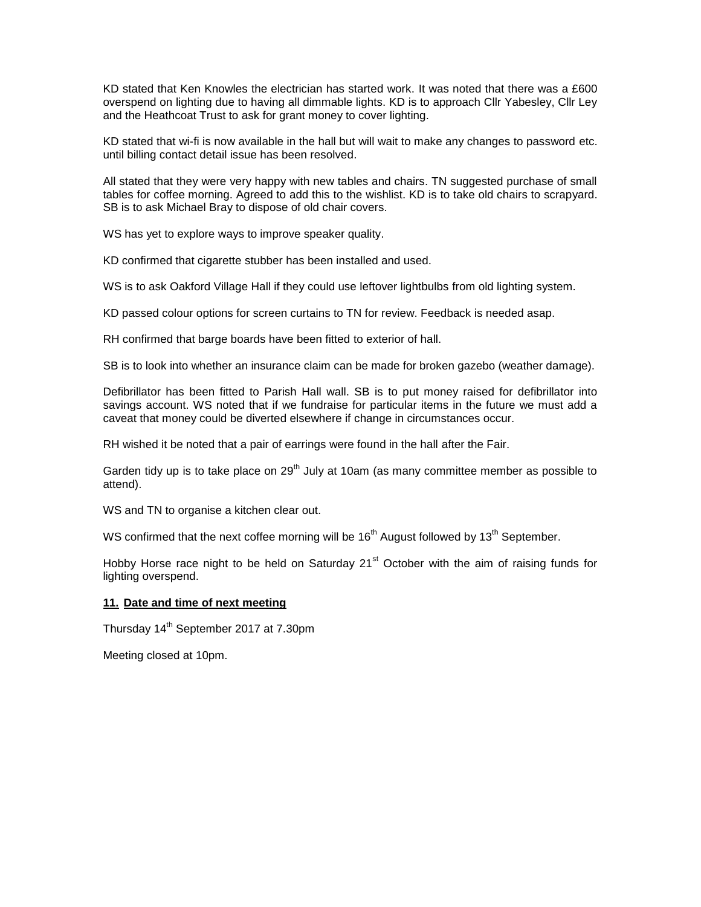KD stated that Ken Knowles the electrician has started work. It was noted that there was a £600 overspend on lighting due to having all dimmable lights. KD is to approach Cllr Yabesley, Cllr Ley and the Heathcoat Trust to ask for grant money to cover lighting.

KD stated that wi-fi is now available in the hall but will wait to make any changes to password etc. until billing contact detail issue has been resolved.

All stated that they were very happy with new tables and chairs. TN suggested purchase of small tables for coffee morning. Agreed to add this to the wishlist. KD is to take old chairs to scrapyard. SB is to ask Michael Bray to dispose of old chair covers.

WS has yet to explore ways to improve speaker quality.

KD confirmed that cigarette stubber has been installed and used.

WS is to ask Oakford Village Hall if they could use leftover lightbulbs from old lighting system.

KD passed colour options for screen curtains to TN for review. Feedback is needed asap.

RH confirmed that barge boards have been fitted to exterior of hall.

SB is to look into whether an insurance claim can be made for broken gazebo (weather damage).

Defibrillator has been fitted to Parish Hall wall. SB is to put money raised for defibrillator into savings account. WS noted that if we fundraise for particular items in the future we must add a caveat that money could be diverted elsewhere if change in circumstances occur.

RH wished it be noted that a pair of earrings were found in the hall after the Fair.

Garden tidy up is to take place on 29th July at 10am (as many committee member as possible to attend).

WS and TN to organise a kitchen clear out.

WS confirmed that the next coffee morning will be 16th August followed by 13th September.

Hobby Horse race night to be held on Saturday 21st October with the aim of raising funds for lighting overspend.

**11. Date and time of next meeting**

Thursday 14th September 2017 at 7.30pm

Meeting closed at 10pm.